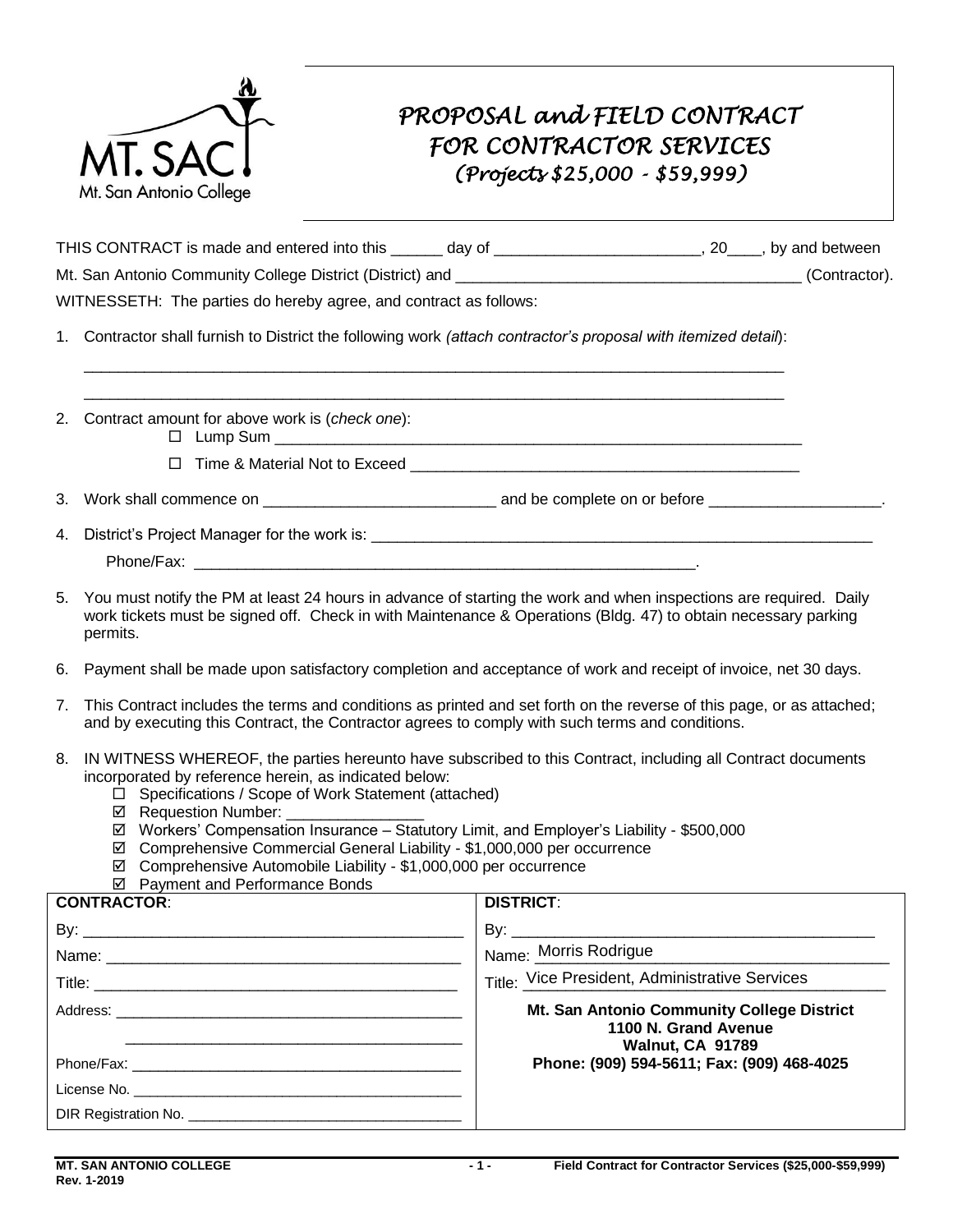# *PROPOSAL and FIELD CONTRACT FOR CONTRACTOR SERVICES*
## *(Projects $25,000 - $59,999)*

THIS CONTRACT is made and entered into this ______ day of ________________________, 20____, by and between Mt. San Antonio Community College District (District) and ________________________________________ (Contractor).

WITNESSETH: The parties do hereby agree, and contract as follows:

1. Contractor shall furnish to District the following work *(attach contractor's proposal with itemized detail)*:

   ________________________________________________________________________________

   ________________________________________________________________________________

2. Contract amount for above work is (*check one*):
   - ☐ Lump Sum ______________________________________________________________
   - ☐ Time & Material Not to Exceed ____________________________________________

3. Work shall commence on ___________________________ and be complete on or before ____________________.

4. District's Project Manager for the work is: ____________________________________________________________

   Phone/Fax: ____________________________________________________________.

5. You must notify the PM at least 24 hours in advance of starting the work and when inspections are required. Daily work tickets must be signed off. Check in with Maintenance & Operations (Bldg. 47) to obtain necessary parking permits.

6. Payment shall be made upon satisfactory completion and acceptance of work and receipt of invoice, net 30 days.

7. This Contract includes the terms and conditions as printed and set forth on the reverse of this page, or as attached; and by executing this Contract, the Contractor agrees to comply with such terms and conditions.

8. IN WITNESS WHEREOF, the parties hereunto have subscribed to this Contract, including all Contract documents incorporated by reference herein, as indicated below:
   - ☐ Specifications / Scope of Work Statement (attached)
   - ☑ Requestion Number: ________________
   - ☑ Workers' Compensation Insurance – Statutory Limit, and Employer's Liability - $500,000
   - ☑ Comprehensive Commercial General Liability - $1,000,000 per occurrence
   - ☑ Comprehensive Automobile Liability - $1,000,000 per occurrence
   - ☑ Payment and Performance Bonds

| **CONTRACTOR**: | **DISTRICT**: |
|---|---|
| By: ____________________________________________ | By: ____________________________________________ |
| Name: __________________________________________ | Name: Morris Rodrigue |
| Title: __________________________________________ | Title: Vice President, Administrative Services |
| Address: ________________________________________ ________________________________________ | **Mt. San Antonio Community College District** **1100 N. Grand Avenue** **Walnut, CA 91789** **Phone: (909) 594-5611; Fax: (909) 468-4025** |
| Phone/Fax: ______________________________________ | |
| License No. _____________________________________ | |
| DIR Registration No. ______________________________ | |

**MT. SAN ANTONIO COLLEGE**
**Rev. 1-2019**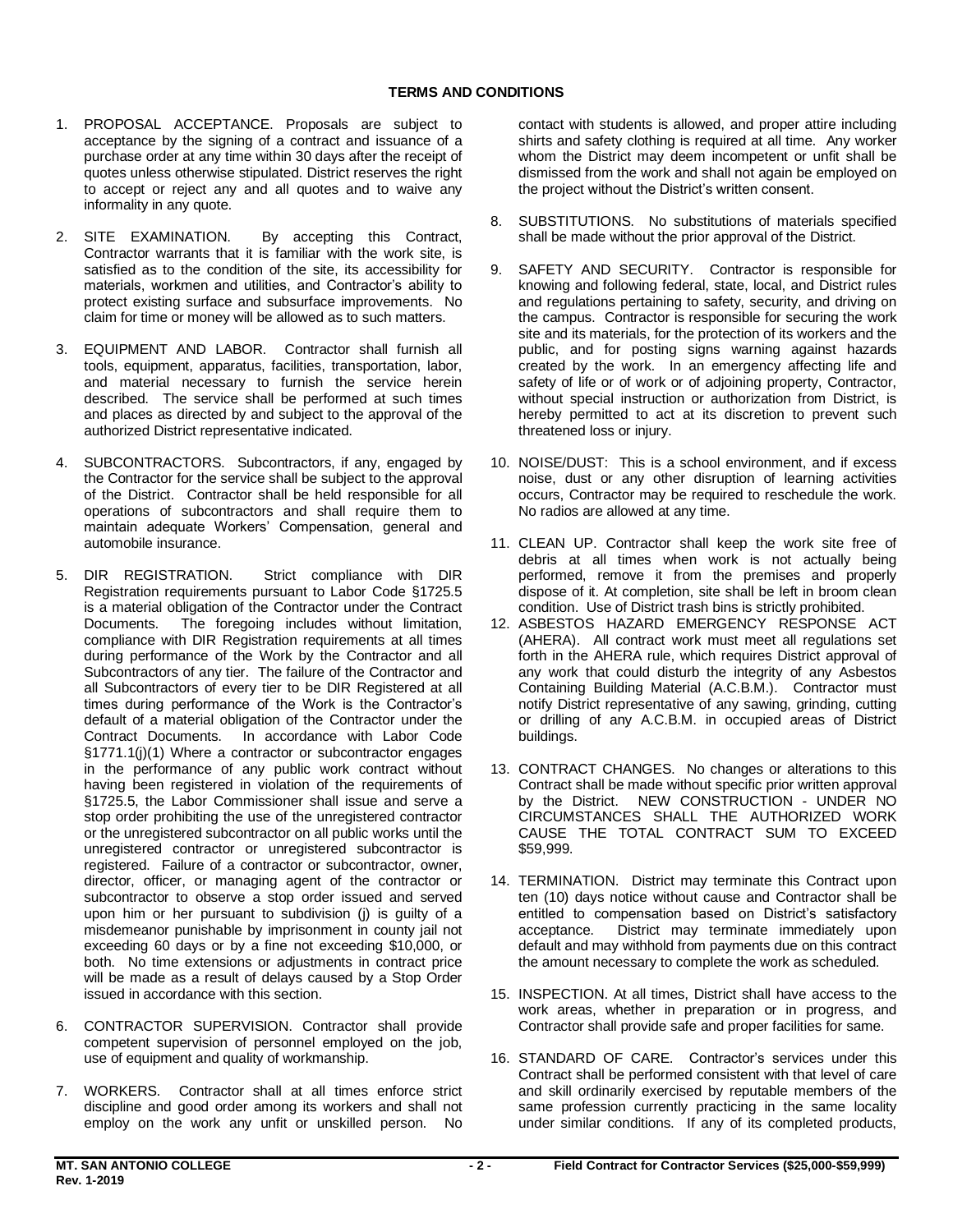**TERMS AND CONDITIONS**

1. PROPOSAL ACCEPTANCE. Proposals are subject to acceptance by the signing of a contract and issuance of a purchase order at any time within 30 days after the receipt of quotes unless otherwise stipulated. District reserves the right to accept or reject any and all quotes and to waive any informality in any quote.

2. SITE EXAMINATION. By accepting this Contract, Contractor warrants that it is familiar with the work site, is satisfied as to the condition of the site, its accessibility for materials, workmen and utilities, and Contractor's ability to protect existing surface and subsurface improvements. No claim for time or money will be allowed as to such matters.

3. EQUIPMENT AND LABOR. Contractor shall furnish all tools, equipment, apparatus, facilities, transportation, labor, and material necessary to furnish the service herein described. The service shall be performed at such times and places as directed by and subject to the approval of the authorized District representative indicated.

4. SUBCONTRACTORS. Subcontractors, if any, engaged by the Contractor for the service shall be subject to the approval of the District. Contractor shall be held responsible for all operations of subcontractors and shall require them to maintain adequate Workers' Compensation, general and automobile insurance.

5. DIR REGISTRATION. Strict compliance with DIR Registration requirements pursuant to Labor Code §1725.5 is a material obligation of the Contractor under the Contract Documents. The foregoing includes without limitation, compliance with DIR Registration requirements at all times during performance of the Work by the Contractor and all Subcontractors of any tier. The failure of the Contractor and all Subcontractors of every tier to be DIR Registered at all times during performance of the Work is the Contractor's default of a material obligation of the Contractor under the Contract Documents. In accordance with Labor Code §1771.1(j)(1) Where a contractor or subcontractor engages in the performance of any public work contract without having been registered in violation of the requirements of §1725.5, the Labor Commissioner shall issue and serve a stop order prohibiting the use of the unregistered contractor or the unregistered subcontractor on all public works until the unregistered contractor or unregistered subcontractor is registered. Failure of a contractor or subcontractor, owner, director, officer, or managing agent of the contractor or subcontractor to observe a stop order issued and served upon him or her pursuant to subdivision (j) is guilty of a misdemeanor punishable by imprisonment in county jail not exceeding 60 days or by a fine not exceeding $10,000, or both. No time extensions or adjustments in contract price will be made as a result of delays caused by a Stop Order issued in accordance with this section.

6. CONTRACTOR SUPERVISION. Contractor shall provide competent supervision of personnel employed on the job, use of equipment and quality of workmanship.

7. WORKERS. Contractor shall at all times enforce strict discipline and good order among its workers and shall not employ on the work any unfit or unskilled person. No contact with students is allowed, and proper attire including shirts and safety clothing is required at all time. Any worker whom the District may deem incompetent or unfit shall be dismissed from the work and shall not again be employed on the project without the District's written consent.

8. SUBSTITUTIONS. No substitutions of materials specified shall be made without the prior approval of the District.

9. SAFETY AND SECURITY. Contractor is responsible for knowing and following federal, state, local, and District rules and regulations pertaining to safety, security, and driving on the campus. Contractor is responsible for securing the work site and its materials, for the protection of its workers and the public, and for posting signs warning against hazards created by the work. In an emergency affecting life and safety of life or of work or of adjoining property, Contractor, without special instruction or authorization from District, is hereby permitted to act at its discretion to prevent such threatened loss or injury.

10. NOISE/DUST: This is a school environment, and if excess noise, dust or any other disruption of learning activities occurs, Contractor may be required to reschedule the work. No radios are allowed at any time.

11. CLEAN UP. Contractor shall keep the work site free of debris at all times when work is not actually being performed, remove it from the premises and properly dispose of it. At completion, site shall be left in broom clean condition. Use of District trash bins is strictly prohibited.

12. ASBESTOS HAZARD EMERGENCY RESPONSE ACT (AHERA). All contract work must meet all regulations set forth in the AHERA rule, which requires District approval of any work that could disturb the integrity of any Asbestos Containing Building Material (A.C.B.M.). Contractor must notify District representative of any sawing, grinding, cutting or drilling of any A.C.B.M. in occupied areas of District buildings.

13. CONTRACT CHANGES. No changes or alterations to this Contract shall be made without specific prior written approval by the District. NEW CONSTRUCTION - UNDER NO CIRCUMSTANCES SHALL THE AUTHORIZED WORK CAUSE THE TOTAL CONTRACT SUM TO EXCEED $59,999.

14. TERMINATION. District may terminate this Contract upon ten (10) days notice without cause and Contractor shall be entitled to compensation based on District's satisfactory acceptance. District may terminate immediately upon default and may withhold from payments due on this contract the amount necessary to complete the work as scheduled.

15. INSPECTION. At all times, District shall have access to the work areas, whether in preparation or in progress, and Contractor shall provide safe and proper facilities for same.

16. STANDARD OF CARE. Contractor's services under this Contract shall be performed consistent with that level of care and skill ordinarily exercised by reputable members of the same profession currently practicing in the same locality under similar conditions. If any of its completed products,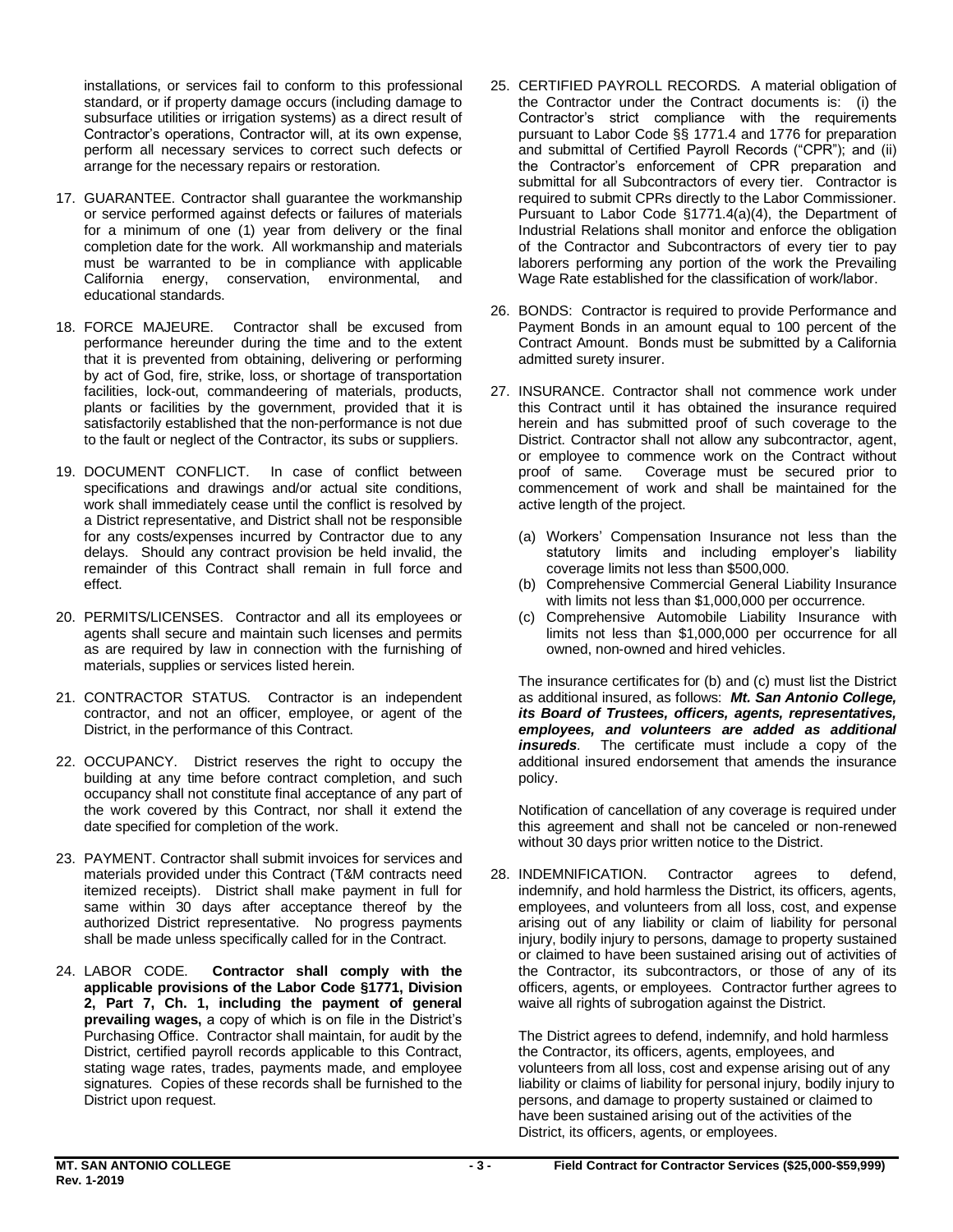installations, or services fail to conform to this professional standard, or if property damage occurs (including damage to subsurface utilities or irrigation systems) as a direct result of Contractor's operations, Contractor will, at its own expense, perform all necessary services to correct such defects or arrange for the necessary repairs or restoration.

17. GUARANTEE. Contractor shall guarantee the workmanship or service performed against defects or failures of materials for a minimum of one (1) year from delivery or the final completion date for the work. All workmanship and materials must be warranted to be in compliance with applicable California energy, conservation, environmental, and educational standards.

18. FORCE MAJEURE. Contractor shall be excused from performance hereunder during the time and to the extent that it is prevented from obtaining, delivering or performing by act of God, fire, strike, loss, or shortage of transportation facilities, lock-out, commandeering of materials, products, plants or facilities by the government, provided that it is satisfactorily established that the non-performance is not due to the fault or neglect of the Contractor, its subs or suppliers.

19. DOCUMENT CONFLICT. In case of conflict between specifications and drawings and/or actual site conditions, work shall immediately cease until the conflict is resolved by a District representative, and District shall not be responsible for any costs/expenses incurred by Contractor due to any delays. Should any contract provision be held invalid, the remainder of this Contract shall remain in full force and effect.

20. PERMITS/LICENSES. Contractor and all its employees or agents shall secure and maintain such licenses and permits as are required by law in connection with the furnishing of materials, supplies or services listed herein.

21. CONTRACTOR STATUS. Contractor is an independent contractor, and not an officer, employee, or agent of the District, in the performance of this Contract.

22. OCCUPANCY. District reserves the right to occupy the building at any time before contract completion, and such occupancy shall not constitute final acceptance of any part of the work covered by this Contract, nor shall it extend the date specified for completion of the work.

23. PAYMENT. Contractor shall submit invoices for services and materials provided under this Contract (T&M contracts need itemized receipts). District shall make payment in full for same within 30 days after acceptance thereof by the authorized District representative. No progress payments shall be made unless specifically called for in the Contract.

24. LABOR CODE. **Contractor shall comply with the applicable provisions of the Labor Code §1771, Division 2, Part 7, Ch. 1, including the payment of general prevailing wages,** a copy of which is on file in the District's Purchasing Office. Contractor shall maintain, for audit by the District, certified payroll records applicable to this Contract, stating wage rates, trades, payments made, and employee signatures. Copies of these records shall be furnished to the District upon request.

25. CERTIFIED PAYROLL RECORDS. A material obligation of the Contractor under the Contract documents is: (i) the Contractor's strict compliance with the requirements pursuant to Labor Code §§ 1771.4 and 1776 for preparation and submittal of Certified Payroll Records ("CPR"); and (ii) the Contractor's enforcement of CPR preparation and submittal for all Subcontractors of every tier. Contractor is required to submit CPRs directly to the Labor Commissioner. Pursuant to Labor Code §1771.4(a)(4), the Department of Industrial Relations shall monitor and enforce the obligation of the Contractor and Subcontractors of every tier to pay laborers performing any portion of the work the Prevailing Wage Rate established for the classification of work/labor.

26. BONDS: Contractor is required to provide Performance and Payment Bonds in an amount equal to 100 percent of the Contract Amount. Bonds must be submitted by a California admitted surety insurer.

27. INSURANCE. Contractor shall not commence work under this Contract until it has obtained the insurance required herein and has submitted proof of such coverage to the District. Contractor shall not allow any subcontractor, agent, or employee to commence work on the Contract without proof of same. Coverage must be secured prior to commencement of work and shall be maintained for the active length of the project.

    (a) Workers' Compensation Insurance not less than the statutory limits and including employer's liability coverage limits not less than $500,000.
    (b) Comprehensive Commercial General Liability Insurance with limits not less than $1,000,000 per occurrence.
    (c) Comprehensive Automobile Liability Insurance with limits not less than $1,000,000 per occurrence for all owned, non-owned and hired vehicles.

    The insurance certificates for (b) and (c) must list the District as additional insured, as follows: ***Mt. San Antonio College, its Board of Trustees, officers, agents, representatives, employees, and volunteers are added as additional insureds***. The certificate must include a copy of the additional insured endorsement that amends the insurance policy.

    Notification of cancellation of any coverage is required under this agreement and shall not be canceled or non-renewed without 30 days prior written notice to the District.

28. INDEMNIFICATION. Contractor agrees to defend, indemnify, and hold harmless the District, its officers, agents, employees, and volunteers from all loss, cost, and expense arising out of any liability or claim of liability for personal injury, bodily injury to persons, damage to property sustained or claimed to have been sustained arising out of activities of the Contractor, its subcontractors, or those of any of its officers, agents, or employees. Contractor further agrees to waive all rights of subrogation against the District.

    The District agrees to defend, indemnify, and hold harmless the Contractor, its officers, agents, employees, and volunteers from all loss, cost and expense arising out of any liability or claims of liability for personal injury, bodily injury to persons, and damage to property sustained or claimed to have been sustained arising out of the activities of the District, its officers, agents, or employees.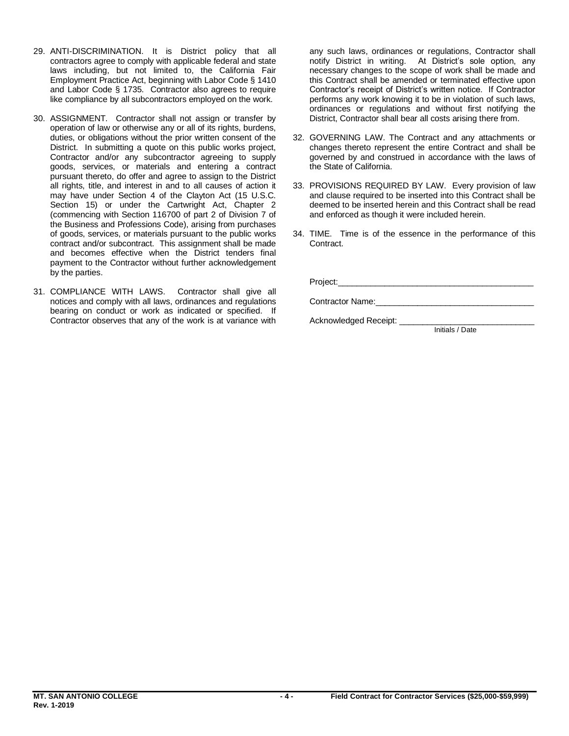29. ANTI-DISCRIMINATION. It is District policy that all contractors agree to comply with applicable federal and state laws including, but not limited to, the California Fair Employment Practice Act, beginning with Labor Code § 1410 and Labor Code § 1735. Contractor also agrees to require like compliance by all subcontractors employed on the work.

30. ASSIGNMENT. Contractor shall not assign or transfer by operation of law or otherwise any or all of its rights, burdens, duties, or obligations without the prior written consent of the District. In submitting a quote on this public works project, Contractor and/or any subcontractor agreeing to supply goods, services, or materials and entering a contract pursuant thereto, do offer and agree to assign to the District all rights, title, and interest in and to all causes of action it may have under Section 4 of the Clayton Act (15 U.S.C. Section 15) or under the Cartwright Act, Chapter 2 (commencing with Section 116700 of part 2 of Division 7 of the Business and Professions Code), arising from purchases of goods, services, or materials pursuant to the public works contract and/or subcontract. This assignment shall be made and becomes effective when the District tenders final payment to the Contractor without further acknowledgement by the parties.

31. COMPLIANCE WITH LAWS. Contractor shall give all notices and comply with all laws, ordinances and regulations bearing on conduct or work as indicated or specified. If Contractor observes that any of the work is at variance with any such laws, ordinances or regulations, Contractor shall notify District in writing. At District's sole option, any necessary changes to the scope of work shall be made and this Contract shall be amended or terminated effective upon Contractor's receipt of District's written notice. If Contractor performs any work knowing it to be in violation of such laws, ordinances or regulations and without first notifying the District, Contractor shall bear all costs arising there from.

32. GOVERNING LAW. The Contract and any attachments or changes thereto represent the entire Contract and shall be governed by and construed in accordance with the laws of the State of California.

33. PROVISIONS REQUIRED BY LAW. Every provision of law and clause required to be inserted into this Contract shall be deemed to be inserted herein and this Contract shall be read and enforced as though it were included herein.

34. TIME. Time is of the essence in the performance of this Contract.

Project:___________________________________________

Contractor Name:__________________________________

Acknowledged Receipt: _____________________________
Initials / Date